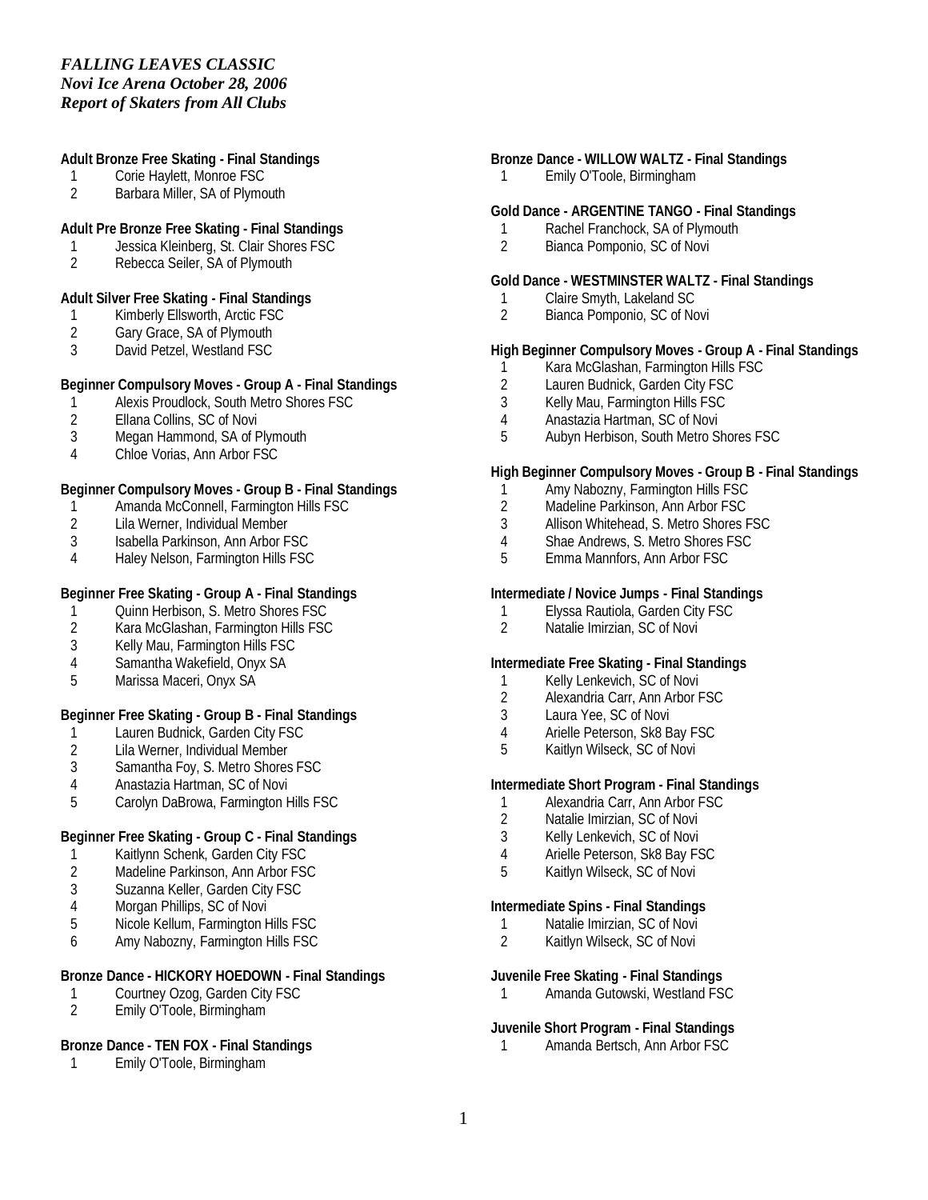*FALLING LEAVES CLASSIC*
*Novi Ice Arena October 28, 2006*
*Report of Skaters from All Clubs*

**Adult Bronze Free Skating - Final Standings**

1 Corie Haylett, Monroe FSC
2 Barbara Miller, SA of Plymouth

**Adult Pre Bronze Free Skating - Final Standings**

1 Jessica Kleinberg, St. Clair Shores FSC
2 Rebecca Seiler, SA of Plymouth

**Adult Silver Free Skating - Final Standings**

1 Kimberly Ellsworth, Arctic FSC
2 Gary Grace, SA of Plymouth
3 David Petzel, Westland FSC

**Beginner Compulsory Moves - Group A - Final Standings**

1 Alexis Proudlock, South Metro Shores FSC
2 Ellana Collins, SC of Novi
3 Megan Hammond, SA of Plymouth
4 Chloe Vorias, Ann Arbor FSC

**Beginner Compulsory Moves - Group B - Final Standings**

1 Amanda McConnell, Farmington Hills FSC
2 Lila Werner, Individual Member
3 Isabella Parkinson, Ann Arbor FSC
4 Haley Nelson, Farmington Hills FSC

**Beginner Free Skating - Group A - Final Standings**

1 Quinn Herbison, S. Metro Shores FSC
2 Kara McGlashan, Farmington Hills FSC
3 Kelly Mau, Farmington Hills FSC
4 Samantha Wakefield, Onyx SA
5 Marissa Maceri, Onyx SA

**Beginner Free Skating - Group B - Final Standings**

1 Lauren Budnick, Garden City FSC
2 Lila Werner, Individual Member
3 Samantha Foy, S. Metro Shores FSC
4 Anastazia Hartman, SC of Novi
5 Carolyn DaBrowa, Farmington Hills FSC

**Beginner Free Skating - Group C - Final Standings**

1 Kaitlynn Schenk, Garden City FSC
2 Madeline Parkinson, Ann Arbor FSC
3 Suzanna Keller, Garden City FSC
4 Morgan Phillips, SC of Novi
5 Nicole Kellum, Farmington Hills FSC
6 Amy Nabozny, Farmington Hills FSC

**Bronze Dance - HICKORY HOEDOWN - Final Standings**

1 Courtney Ozog, Garden City FSC
2 Emily O'Toole, Birmingham

**Bronze Dance - TEN FOX - Final Standings**

1 Emily O'Toole, Birmingham

**Bronze Dance - WILLOW WALTZ - Final Standings**

1 Emily O'Toole, Birmingham

**Gold Dance - ARGENTINE TANGO - Final Standings**

1 Rachel Franchock, SA of Plymouth
2 Bianca Pomponio, SC of Novi

**Gold Dance - WESTMINSTER WALTZ - Final Standings**

1 Claire Smyth, Lakeland SC
2 Bianca Pomponio, SC of Novi

**High Beginner Compulsory Moves - Group A - Final Standings**

1 Kara McGlashan, Farmington Hills FSC
2 Lauren Budnick, Garden City FSC
3 Kelly Mau, Farmington Hills FSC
4 Anastazia Hartman, SC of Novi
5 Aubyn Herbison, South Metro Shores FSC

**High Beginner Compulsory Moves - Group B - Final Standings**

1 Amy Nabozny, Farmington Hills FSC
2 Madeline Parkinson, Ann Arbor FSC
3 Allison Whitehead, S. Metro Shores FSC
4 Shae Andrews, S. Metro Shores FSC
5 Emma Mannfors, Ann Arbor FSC

**Intermediate / Novice Jumps - Final Standings**

1 Elyssa Rautiola, Garden City FSC
2 Natalie Imirzian, SC of Novi

**Intermediate Free Skating - Final Standings**

1 Kelly Lenkevich, SC of Novi
2 Alexandria Carr, Ann Arbor FSC
3 Laura Yee, SC of Novi
4 Arielle Peterson, Sk8 Bay FSC
5 Kaitlyn Wilseck, SC of Novi

**Intermediate Short Program - Final Standings**

1 Alexandria Carr, Ann Arbor FSC
2 Natalie Imirzian, SC of Novi
3 Kelly Lenkevich, SC of Novi
4 Arielle Peterson, Sk8 Bay FSC
5 Kaitlyn Wilseck, SC of Novi

**Intermediate Spins - Final Standings**

1 Natalie Imirzian, SC of Novi
2 Kaitlyn Wilseck, SC of Novi

**Juvenile Free Skating - Final Standings**

1 Amanda Gutowski, Westland FSC

**Juvenile Short Program - Final Standings**

1 Amanda Bertsch, Ann Arbor FSC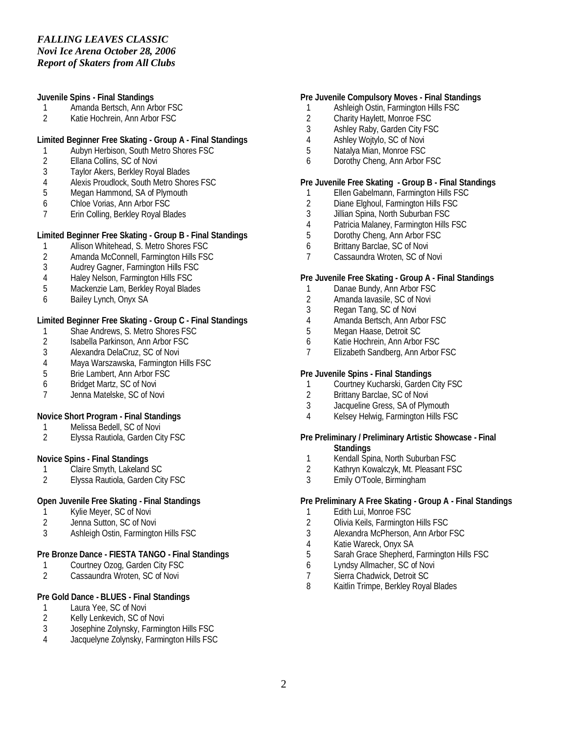*FALLING LEAVES CLASSIC*
*Novi Ice Arena October 28, 2006*
*Report of Skaters from All Clubs*

**Juvenile Spins - Final Standings**

1 Amanda Bertsch, Ann Arbor FSC
2 Katie Hochrein, Ann Arbor FSC

**Limited Beginner Free Skating - Group A - Final Standings**

1 Aubyn Herbison, South Metro Shores FSC
2 Ellana Collins, SC of Novi
3 Taylor Akers, Berkley Royal Blades
4 Alexis Proudlock, South Metro Shores FSC
5 Megan Hammond, SA of Plymouth
6 Chloe Vorias, Ann Arbor FSC
7 Erin Colling, Berkley Royal Blades

**Limited Beginner Free Skating - Group B - Final Standings**

1 Allison Whitehead, S. Metro Shores FSC
2 Amanda McConnell, Farmington Hills FSC
3 Audrey Gagner, Farmington Hills FSC
4 Haley Nelson, Farmington Hills FSC
5 Mackenzie Lam, Berkley Royal Blades
6 Bailey Lynch, Onyx SA

**Limited Beginner Free Skating - Group C - Final Standings**

1 Shae Andrews, S. Metro Shores FSC
2 Isabella Parkinson, Ann Arbor FSC
3 Alexandra DelaCruz, SC of Novi
4 Maya Warszawska, Farmington Hills FSC
5 Brie Lambert, Ann Arbor FSC
6 Bridget Martz, SC of Novi
7 Jenna Matelske, SC of Novi

**Novice Short Program - Final Standings**

1 Melissa Bedell, SC of Novi
2 Elyssa Rautiola, Garden City FSC

**Novice Spins - Final Standings**

1 Claire Smyth, Lakeland SC
2 Elyssa Rautiola, Garden City FSC

**Open Juvenile Free Skating - Final Standings**

1 Kylie Meyer, SC of Novi
2 Jenna Sutton, SC of Novi
3 Ashleigh Ostin, Farmington Hills FSC

**Pre Bronze Dance - FIESTA TANGO - Final Standings**

1 Courtney Ozog, Garden City FSC
2 Cassaundra Wroten, SC of Novi

**Pre Gold Dance - BLUES - Final Standings**

1 Laura Yee, SC of Novi
2 Kelly Lenkevich, SC of Novi
3 Josephine Zolynsky, Farmington Hills FSC
4 Jacquelyne Zolynsky, Farmington Hills FSC

**Pre Juvenile Compulsory Moves - Final Standings**

1 Ashleigh Ostin, Farmington Hills FSC
2 Charity Haylett, Monroe FSC
3 Ashley Raby, Garden City FSC
4 Ashley Wojtylo, SC of Novi
5 Natalya Mian, Monroe FSC
6 Dorothy Cheng, Ann Arbor FSC

**Pre Juvenile Free Skating - Group B - Final Standings**

1 Ellen Gabelmann, Farmington Hills FSC
2 Diane Elghoul, Farmington Hills FSC
3 Jillian Spina, North Suburban FSC
4 Patricia Malaney, Farmington Hills FSC
5 Dorothy Cheng, Ann Arbor FSC
6 Brittany Barclae, SC of Novi
7 Cassaundra Wroten, SC of Novi

**Pre Juvenile Free Skating - Group A - Final Standings**

1 Danae Bundy, Ann Arbor FSC
2 Amanda Iavasile, SC of Novi
3 Regan Tang, SC of Novi
4 Amanda Bertsch, Ann Arbor FSC
5 Megan Haase, Detroit SC
6 Katie Hochrein, Ann Arbor FSC
7 Elizabeth Sandberg, Ann Arbor FSC

**Pre Juvenile Spins - Final Standings**

1 Courtney Kucharski, Garden City FSC
2 Brittany Barclae, SC of Novi
3 Jacqueline Gress, SA of Plymouth
4 Kelsey Helwig, Farmington Hills FSC

**Pre Preliminary / Preliminary Artistic Showcase - Final Standings**

1 Kendall Spina, North Suburban FSC
2 Kathryn Kowalczyk, Mt. Pleasant FSC
3 Emily O'Toole, Birmingham

**Pre Preliminary A Free Skating - Group A - Final Standings**

1 Edith Lui, Monroe FSC
2 Olivia Keils, Farmington Hills FSC
3 Alexandra McPherson, Ann Arbor FSC
4 Katie Wareck, Onyx SA
5 Sarah Grace Shepherd, Farmington Hills FSC
6 Lyndsy Allmacher, SC of Novi
7 Sierra Chadwick, Detroit SC
8 Kaitlin Trimpe, Berkley Royal Blades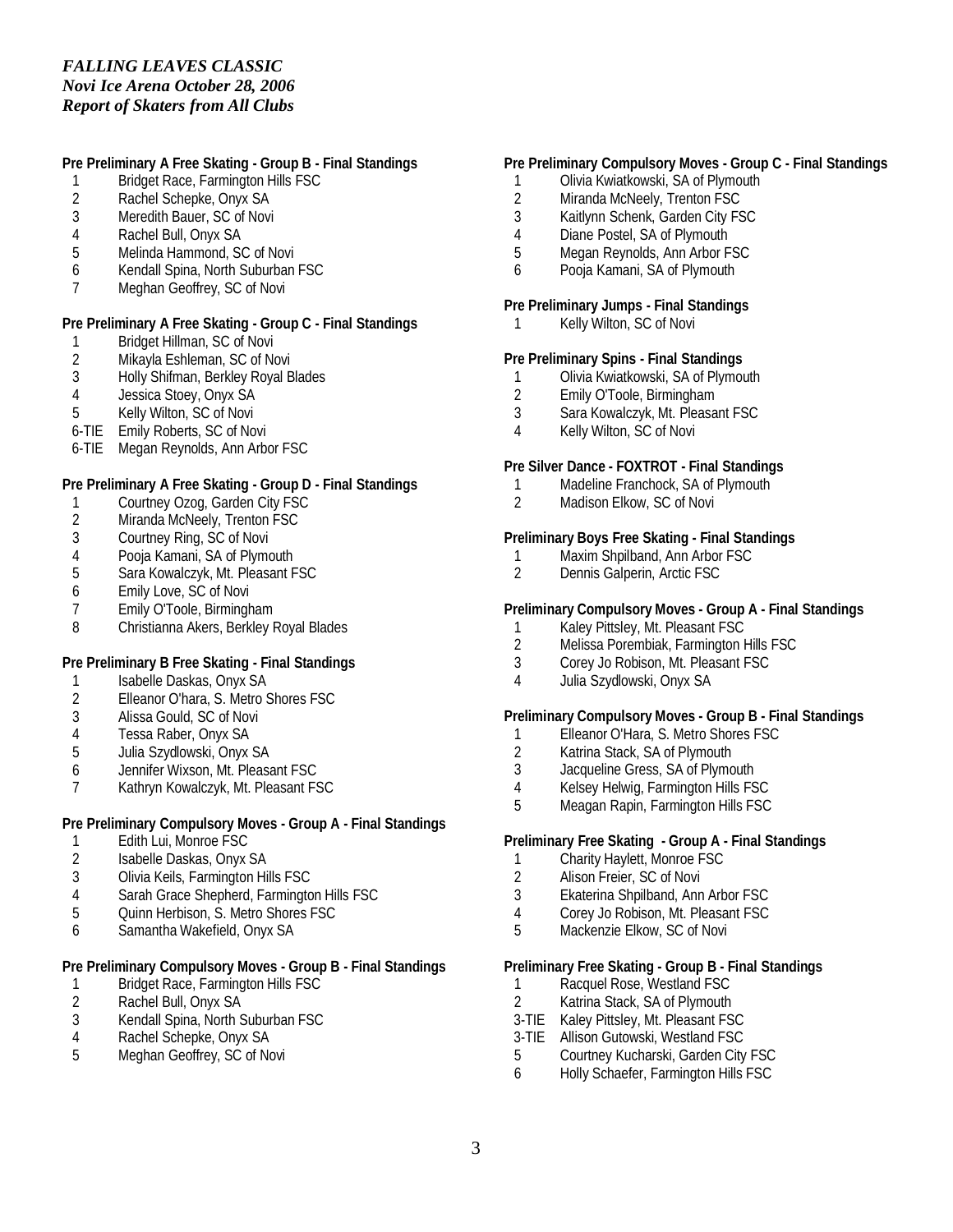*FALLING LEAVES CLASSIC*
*Novi Ice Arena October 28, 2006*
*Report of Skaters from All Clubs*

**Pre Preliminary A Free Skating - Group B - Final Standings**

1 Bridget Race, Farmington Hills FSC
2 Rachel Schepke, Onyx SA
3 Meredith Bauer, SC of Novi
4 Rachel Bull, Onyx SA
5 Melinda Hammond, SC of Novi
6 Kendall Spina, North Suburban FSC
7 Meghan Geoffrey, SC of Novi

**Pre Preliminary A Free Skating - Group C - Final Standings**

1 Bridget Hillman, SC of Novi
2 Mikayla Eshleman, SC of Novi
3 Holly Shifman, Berkley Royal Blades
4 Jessica Stoey, Onyx SA
5 Kelly Wilton, SC of Novi
6-TIE Emily Roberts, SC of Novi
6-TIE Megan Reynolds, Ann Arbor FSC

**Pre Preliminary A Free Skating - Group D - Final Standings**

1 Courtney Ozog, Garden City FSC
2 Miranda McNeely, Trenton FSC
3 Courtney Ring, SC of Novi
4 Pooja Kamani, SA of Plymouth
5 Sara Kowalczyk, Mt. Pleasant FSC
6 Emily Love, SC of Novi
7 Emily O'Toole, Birmingham
8 Christianna Akers, Berkley Royal Blades

**Pre Preliminary B Free Skating - Final Standings**

1 Isabelle Daskas, Onyx SA
2 Elleanor O'hara, S. Metro Shores FSC
3 Alissa Gould, SC of Novi
4 Tessa Raber, Onyx SA
5 Julia Szydlowski, Onyx SA
6 Jennifer Wixson, Mt. Pleasant FSC
7 Kathryn Kowalczyk, Mt. Pleasant FSC

**Pre Preliminary Compulsory Moves - Group A - Final Standings**

1 Edith Lui, Monroe FSC
2 Isabelle Daskas, Onyx SA
3 Olivia Keils, Farmington Hills FSC
4 Sarah Grace Shepherd, Farmington Hills FSC
5 Quinn Herbison, S. Metro Shores FSC
6 Samantha Wakefield, Onyx SA

**Pre Preliminary Compulsory Moves - Group B - Final Standings**

1 Bridget Race, Farmington Hills FSC
2 Rachel Bull, Onyx SA
3 Kendall Spina, North Suburban FSC
4 Rachel Schepke, Onyx SA
5 Meghan Geoffrey, SC of Novi

**Pre Preliminary Compulsory Moves - Group C - Final Standings**

1 Olivia Kwiatkowski, SA of Plymouth
2 Miranda McNeely, Trenton FSC
3 Kaitlynn Schenk, Garden City FSC
4 Diane Postel, SA of Plymouth
5 Megan Reynolds, Ann Arbor FSC
6 Pooja Kamani, SA of Plymouth

**Pre Preliminary Jumps - Final Standings**

1 Kelly Wilton, SC of Novi

**Pre Preliminary Spins - Final Standings**

1 Olivia Kwiatkowski, SA of Plymouth
2 Emily O'Toole, Birmingham
3 Sara Kowalczyk, Mt. Pleasant FSC
4 Kelly Wilton, SC of Novi

**Pre Silver Dance - FOXTROT - Final Standings**

1 Madeline Franchock, SA of Plymouth
2 Madison Elkow, SC of Novi

**Preliminary Boys Free Skating - Final Standings**

1 Maxim Shpilband, Ann Arbor FSC
2 Dennis Galperin, Arctic FSC

**Preliminary Compulsory Moves - Group A - Final Standings**

1 Kaley Pittsley, Mt. Pleasant FSC
2 Melissa Porembiak, Farmington Hills FSC
3 Corey Jo Robison, Mt. Pleasant FSC
4 Julia Szydlowski, Onyx SA

**Preliminary Compulsory Moves - Group B - Final Standings**

1 Elleanor O'Hara, S. Metro Shores FSC
2 Katrina Stack, SA of Plymouth
3 Jacqueline Gress, SA of Plymouth
4 Kelsey Helwig, Farmington Hills FSC
5 Meagan Rapin, Farmington Hills FSC

**Preliminary Free Skating - Group A - Final Standings**

1 Charity Haylett, Monroe FSC
2 Alison Freier, SC of Novi
3 Ekaterina Shpilband, Ann Arbor FSC
4 Corey Jo Robison, Mt. Pleasant FSC
5 Mackenzie Elkow, SC of Novi

**Preliminary Free Skating - Group B - Final Standings**

1 Racquel Rose, Westland FSC
2 Katrina Stack, SA of Plymouth
3-TIE Kaley Pittsley, Mt. Pleasant FSC
3-TIE Allison Gutowski, Westland FSC
5 Courtney Kucharski, Garden City FSC
6 Holly Schaefer, Farmington Hills FSC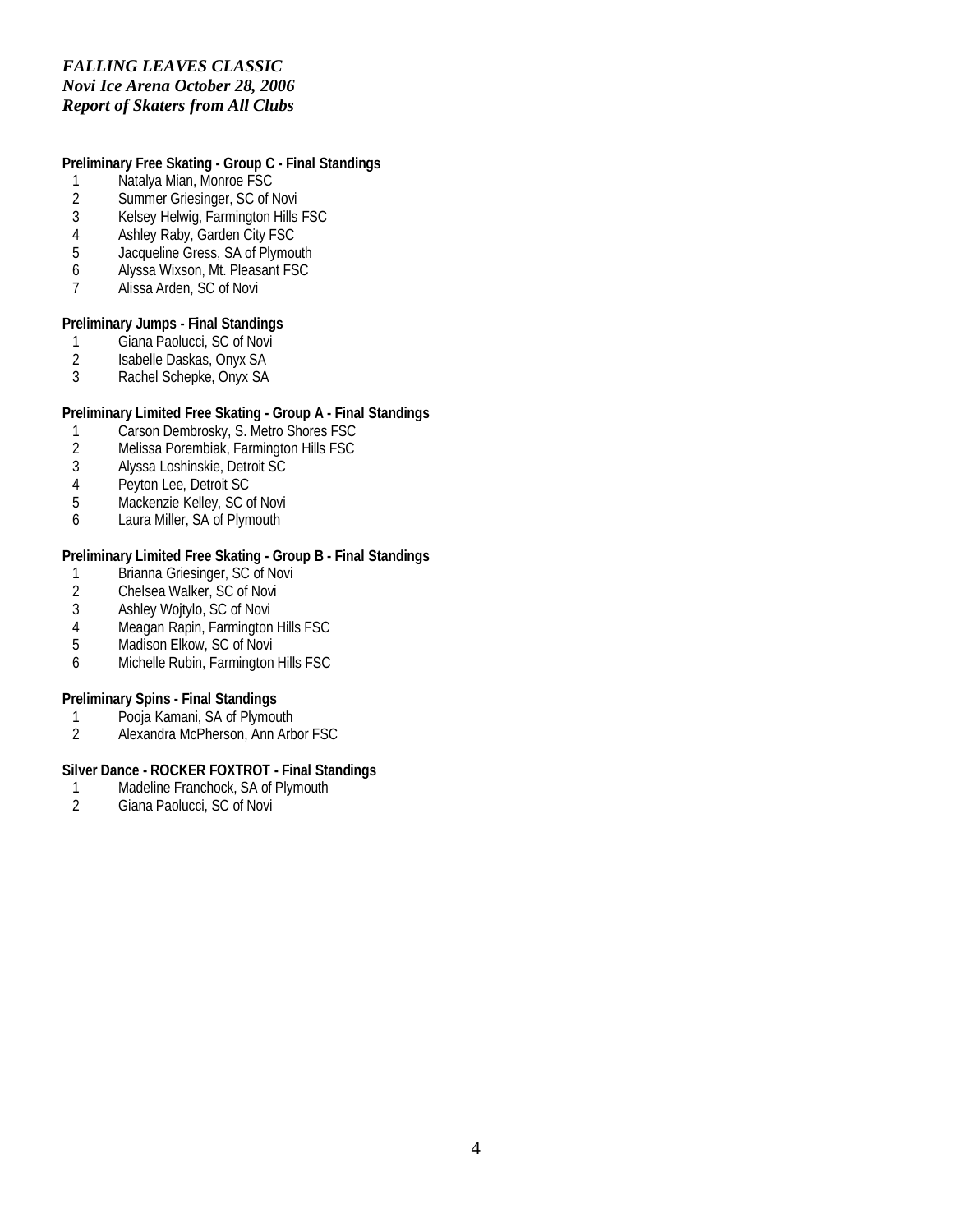*FALLING LEAVES CLASSIC*
*Novi Ice Arena October 28, 2006*
*Report of Skaters from All Clubs*

**Preliminary Free Skating - Group C - Final Standings**

1 Natalya Mian, Monroe FSC
2 Summer Griesinger, SC of Novi
3 Kelsey Helwig, Farmington Hills FSC
4 Ashley Raby, Garden City FSC
5 Jacqueline Gress, SA of Plymouth
6 Alyssa Wixson, Mt. Pleasant FSC
7 Alissa Arden, SC of Novi

**Preliminary Jumps - Final Standings**

1 Giana Paolucci, SC of Novi
2 Isabelle Daskas, Onyx SA
3 Rachel Schepke, Onyx SA

**Preliminary Limited Free Skating - Group A - Final Standings**

1 Carson Dembrosky, S. Metro Shores FSC
2 Melissa Porembiak, Farmington Hills FSC
3 Alyssa Loshinskie, Detroit SC
4 Peyton Lee, Detroit SC
5 Mackenzie Kelley, SC of Novi
6 Laura Miller, SA of Plymouth

**Preliminary Limited Free Skating - Group B - Final Standings**

1 Brianna Griesinger, SC of Novi
2 Chelsea Walker, SC of Novi
3 Ashley Wojtylo, SC of Novi
4 Meagan Rapin, Farmington Hills FSC
5 Madison Elkow, SC of Novi
6 Michelle Rubin, Farmington Hills FSC

**Preliminary Spins - Final Standings**

1 Pooja Kamani, SA of Plymouth
2 Alexandra McPherson, Ann Arbor FSC

**Silver Dance - ROCKER FOXTROT - Final Standings**

1 Madeline Franchock, SA of Plymouth
2 Giana Paolucci, SC of Novi